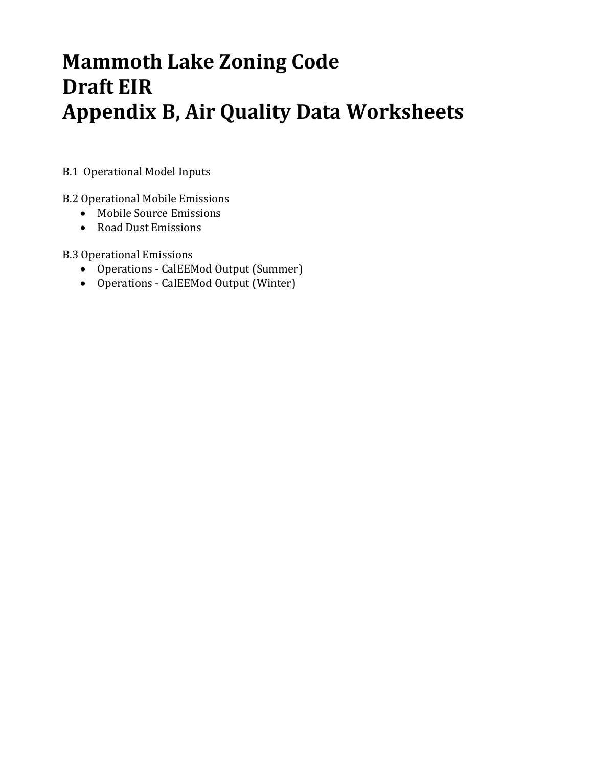# Mammoth Lake Zoning Code
# Draft EIR
# Appendix B, Air Quality Data Worksheets

B.1 Operational Model Inputs

B.2 Operational Mobile Emissions

- Mobile Source Emissions
- Road Dust Emissions

B.3 Operational Emissions

- Operations - CalEEMod Output (Summer)
- Operations - CalEEMod Output (Winter)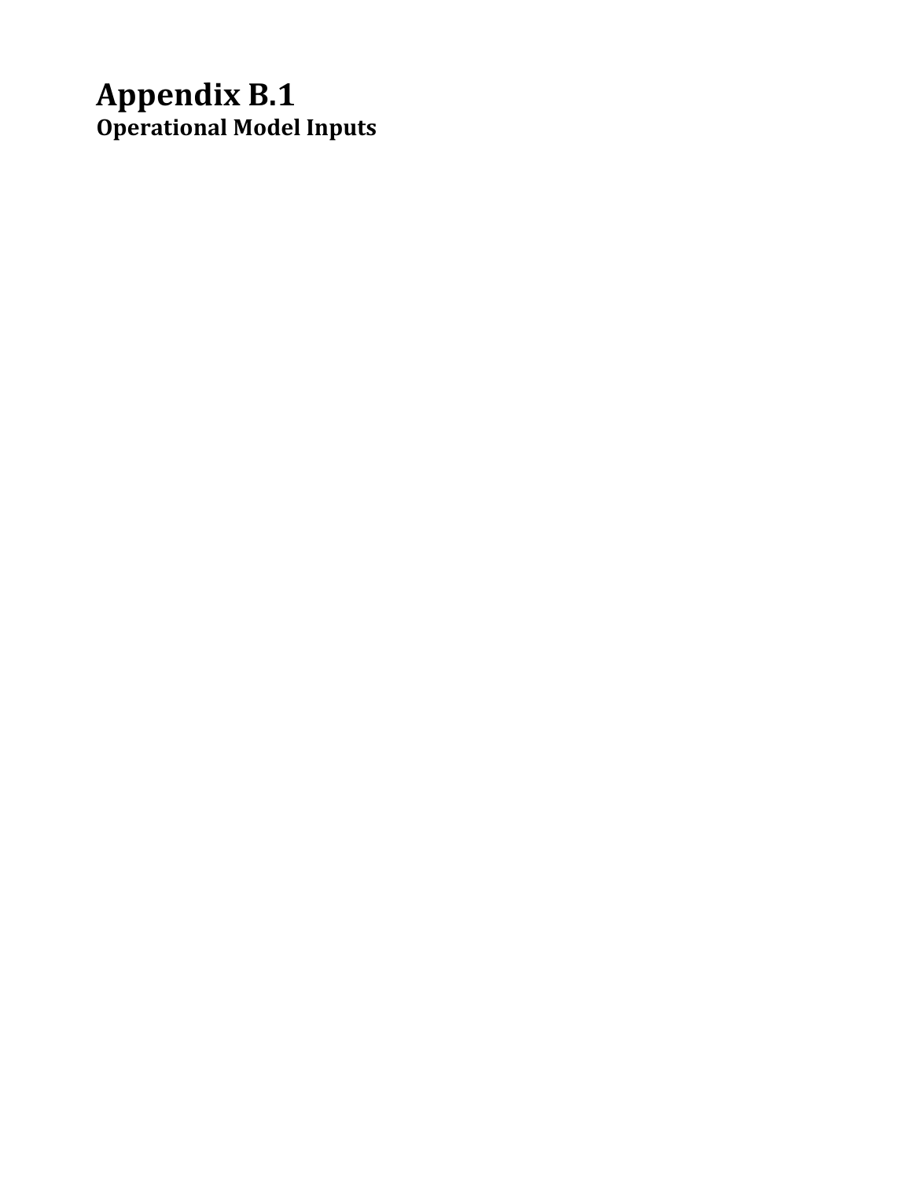# Appendix B.1

## Operational Model Inputs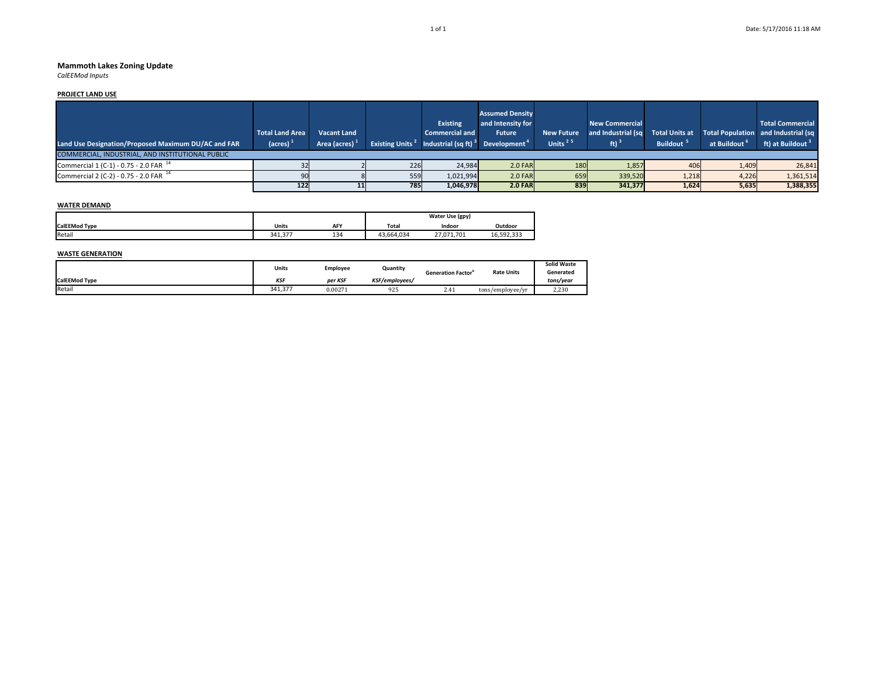## Mammoth Lakes Zoning Update

*CalEEMod Inputs*

**PROJECT LAND USE**

| Land Use Designation/Proposed Maximum DU/AC and FAR | Total Land Area (acres) [1] | Vacant Land Area (acres) [1] | Existing Units [2] | Existing Commercial and Industrial (sq ft) [3] | Assumed Density and Intensity for Future Development [4] | New Future Units [2 5] | New Commercial and Industrial (sq ft) [3] | Total Units at Buildout [5] | Total Population at Buildout [6] | Total Commercial and Industrial (sq ft) at Buildout [3] |
|---|---|---|---|---|---|---|---|---|---|---|
| COMMERCIAL, INDUSTRIAL, AND INSTITUTIONAL PUBLIC | | | | | | | | | | |
| Commercial 1 (C-1) - 0.75 - 2.0 FAR [14] | 32 | 2 | 226 | 24,984 | 2.0 FAR | 180 | 1,857 | 406 | 1,409 | 26,841 |
| Commercial 2 (C-2) - 0.75 - 2.0 FAR [14] | 90 | 8 | 559 | 1,021,994 | 2.0 FAR | 659 | 339,520 | 1,218 | 4,226 | 1,361,514 |
| | **122** | **11** | **785** | **1,046,978** | **2.0 FAR** | **839** | **341,377** | **1,624** | **5,635** | **1,388,355** |

**WATER DEMAND**

| | | | Water Use (gpy) | | |
|---|---|---|---|---|---|
| **CalEEMod Type** | **Units** | **AFY** | **Total** | **Indoor** | **Outdoor** |
| Retail | 341,377 | 134 | 43,664,034 | 27,071,701 | 16,592,333 |

**WASTE GENERATION**

| CalEEMod Type | Units *KSF* | Employee *per KSF* | Quantity *KSF/employees/* | Generation Factor[a] | Rate Units | Solid Waste Generated *tons/year* |
|---|---|---|---|---|---|---|
| Retail | 341,377 | 0.00271 | 925 | 2.41 | tons/employee/yr | 2,230 |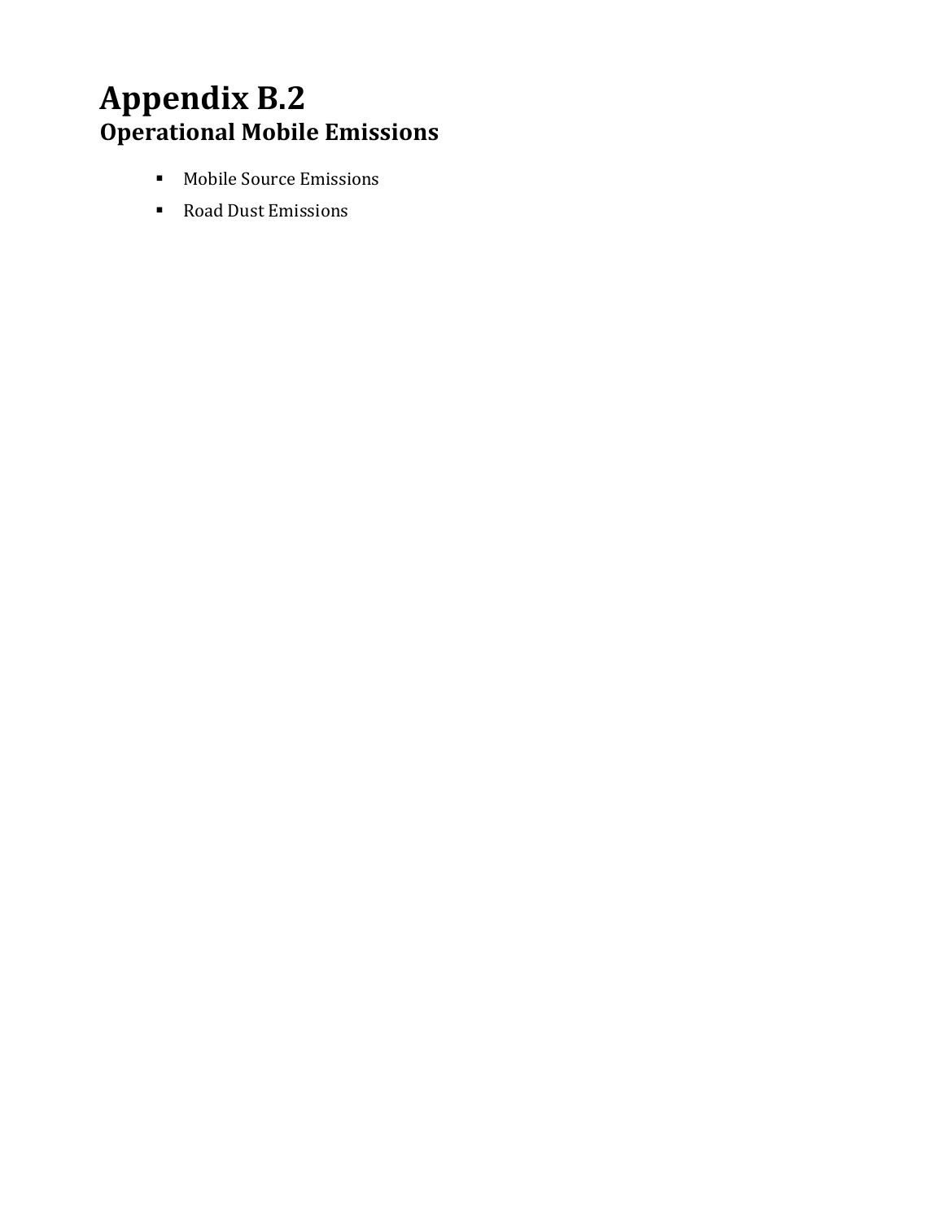# Appendix B.2

## Operational Mobile Emissions

- Mobile Source Emissions
- Road Dust Emissions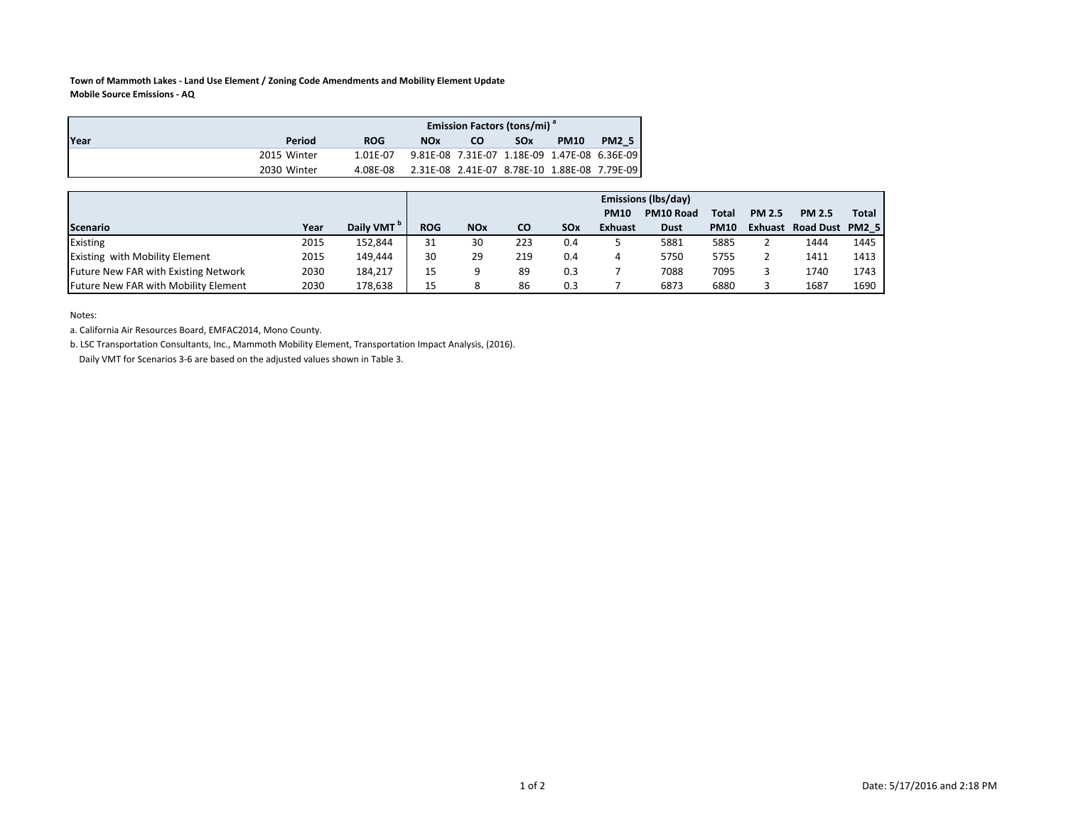**Town of Mammoth Lakes - Land Use Element / Zoning Code Amendments and Mobility Element Update**
**Mobile Source Emissions - AQ**

| Year | Period | Emission Factors (tons/mi) [a] | | | | | |
|---|---|---|---|---|---|---|---|
| | | ROG | NOx | CO | SOx | PM10 | PM2_5 |
| 2015 | Winter | 1.01E-07 | 9.81E-08 | 7.31E-07 | 1.18E-09 | 1.47E-08 | 6.36E-09 |
| 2030 | Winter | 4.08E-08 | 2.31E-08 | 2.41E-07 | 8.78E-10 | 1.88E-08 | 7.79E-09 |

| Scenario | Year | Daily VMT [b] | Emissions (lbs/day) | | | | | | | | | |
|---|---|---|---|---|---|---|---|---|---|---|---|---|
| | | | ROG | NOx | CO | SOx | PM10 Exhuast | PM10 Road Dust | Total PM10 | PM 2.5 Exhuast | PM 2.5 Road Dust | Total PM2_5 |
| Existing | 2015 | 152,844 | 31 | 30 | 223 | 0.4 | 5 | 5881 | 5885 | 2 | 1444 | 1445 |
| Existing with Mobility Element | 2015 | 149,444 | 30 | 29 | 219 | 0.4 | 4 | 5750 | 5755 | 2 | 1411 | 1413 |
| Future New FAR with Existing Network | 2030 | 184,217 | 15 | 9 | 89 | 0.3 | 7 | 7088 | 7095 | 3 | 1740 | 1743 |
| Future New FAR with Mobility Element | 2030 | 178,638 | 15 | 8 | 86 | 0.3 | 7 | 6873 | 6880 | 3 | 1687 | 1690 |

Notes:

a. California Air Resources Board, EMFAC2014, Mono County.

b. LSC Transportation Consultants, Inc., Mammoth Mobility Element, Transportation Impact Analysis, (2016).
Daily VMT for Scenarios 3-6 are based on the adjusted values shown in Table 3.

Date: 5/17/2016 and 2:18 PM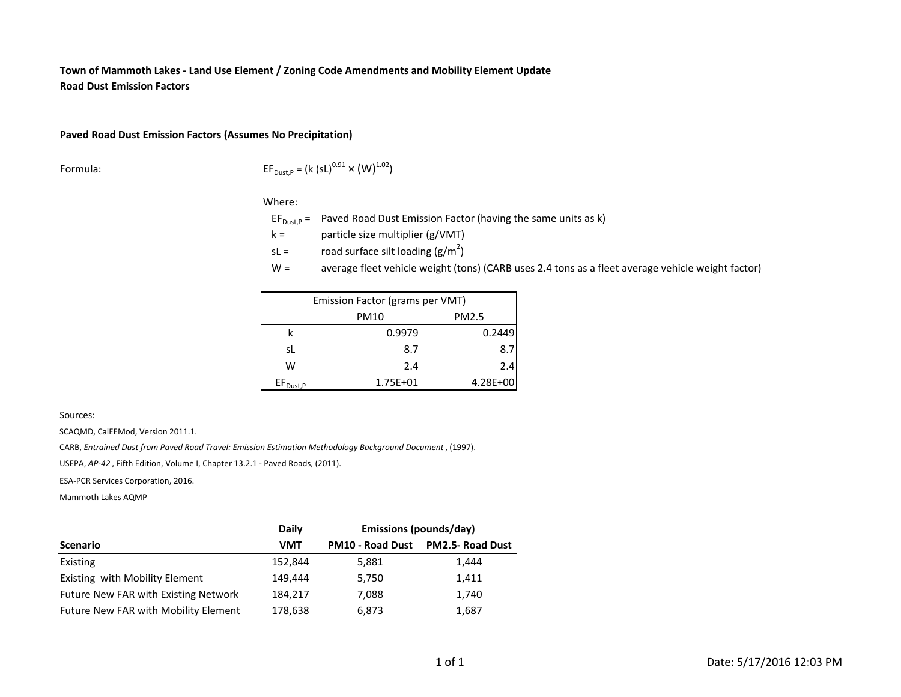**Town of Mammoth Lakes - Land Use Element / Zoning Code Amendments and Mobility Element Update**
**Road Dust Emission Factors**

**Paved Road Dust Emission Factors (Assumes No Precipitation)**

Formula: $EF_{Dust,P} = (k\ (sL)^{0.91} \times (W)^{1.02})$

Where:

- $EF_{Dust,P}$ = Paved Road Dust Emission Factor (having the same units as k)
- k = particle size multiplier (g/VMT)
- sL = road surface silt loading (g/m$^2$)
- W = average fleet vehicle weight (tons) (CARB uses 2.4 tons as a fleet average vehicle weight factor)

| | Emission Factor (grams per VMT) | |
|---|---|---|
| | PM10 | PM2.5 |
| k | 0.9979 | 0.2449 |
| sL | 8.7 | 8.7 |
| W | 2.4 | 2.4 |
| $EF_{Dust,P}$ | 1.75E+01 | 4.28E+00 |

Sources:

SCAQMD, CalEEMod, Version 2011.1.

CARB, *Entrained Dust from Paved Road Travel: Emission Estimation Methodology Background Document*, (1997).

USEPA, *AP-42*, Fifth Edition, Volume I, Chapter 13.2.1 - Paved Roads, (2011).

ESA-PCR Services Corporation, 2016.

Mammoth Lakes AQMP

| Scenario | Daily VMT | Emissions (pounds/day) PM10 - Road Dust | PM2.5- Road Dust |
|---|---|---|---|
| Existing | 152,844 | 5,881 | 1,444 |
| Existing with Mobility Element | 149,444 | 5,750 | 1,411 |
| Future New FAR with Existing Network | 184,217 | 7,088 | 1,740 |
| Future New FAR with Mobility Element | 178,638 | 6,873 | 1,687 |

Date: 5/17/2016 12:03 PM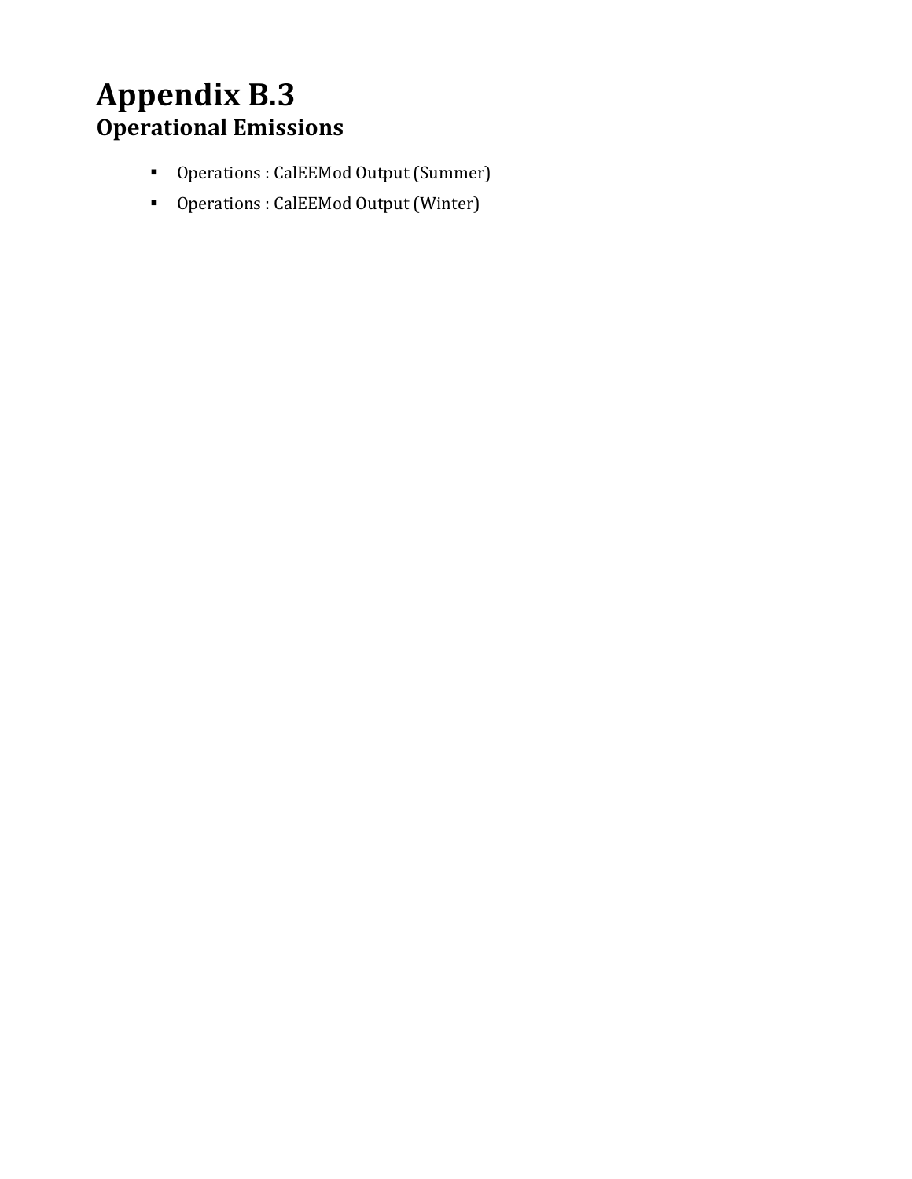# Appendix B.3

## Operational Emissions

- Operations : CalEEMod Output (Summer)
- Operations : CalEEMod Output (Winter)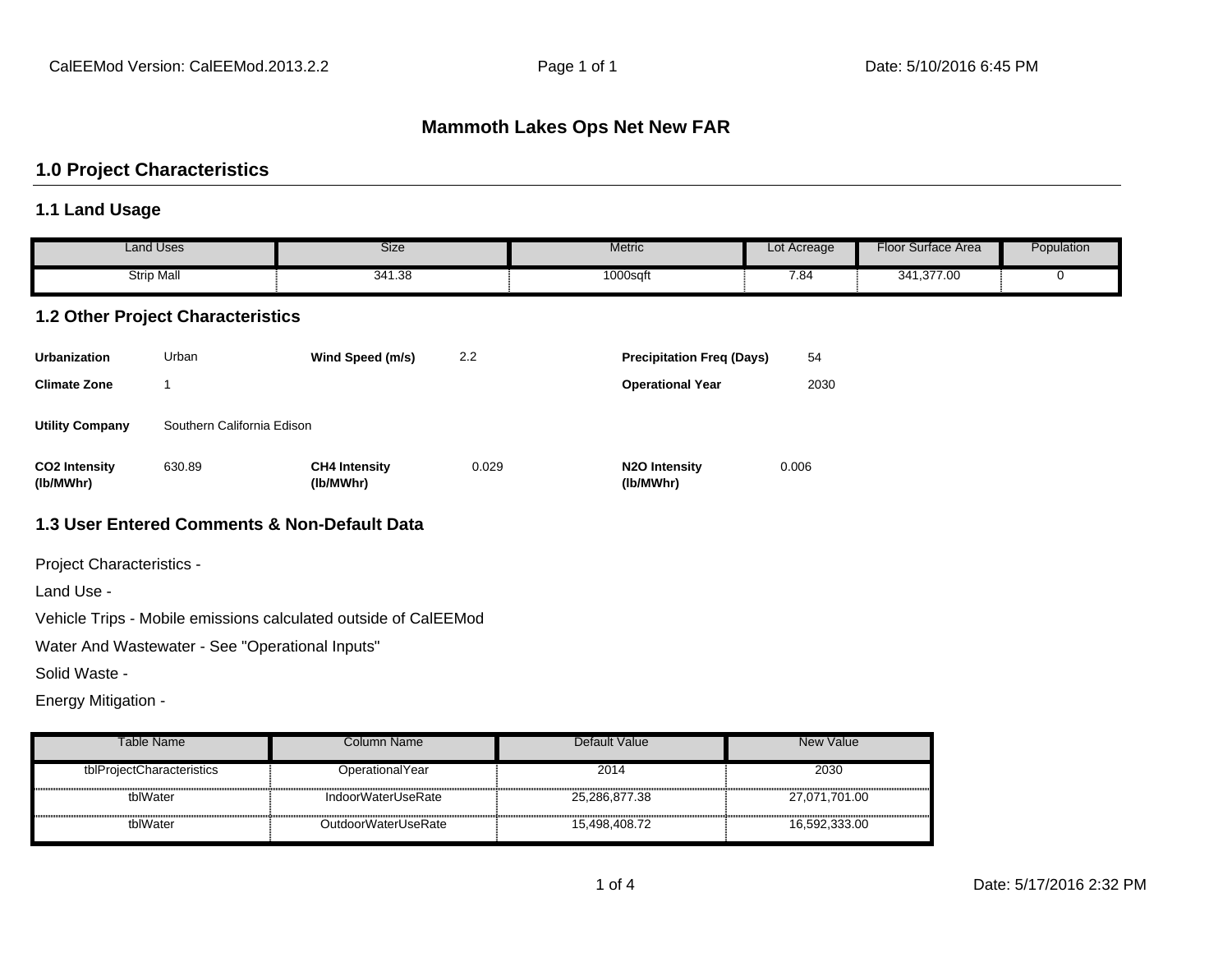CalEEMod Version: CalEEMod.2013.2.2 | Page 1 of 1 | Date: 5/10/2016 6:45 PM

# Mammoth Lakes Ops Net New FAR

## 1.0 Project Characteristics

### 1.1 Land Usage

| Land Uses | Size | Metric | Lot Acreage | Floor Surface Area | Population |
|---|---|---|---|---|---|
| Strip Mall | 341.38 | 1000sqft | 7.84 | 341,377.00 | 0 |

### 1.2 Other Project Characteristics

**Urbanization** Urban | **Wind Speed (m/s)** 2.2 | **Precipitation Freq (Days)** 54

**Climate Zone** 1 | **Operational Year** 2030

**Utility Company** Southern California Edison

**CO2 Intensity (lb/MWhr)** 630.89 | **CH4 Intensity (lb/MWhr)** 0.029 | **N2O Intensity (lb/MWhr)** 0.006

### 1.3 User Entered Comments & Non-Default Data

Project Characteristics -

Land Use -

Vehicle Trips - Mobile emissions calculated outside of CalEEMod

Water And Wastewater - See "Operational Inputs"

Solid Waste -

Energy Mitigation -

| Table Name | Column Name | Default Value | New Value |
|---|---|---|---|
| tblProjectCharacteristics | OperationalYear | 2014 | 2030 |
| tblWater | IndoorWaterUseRate | 25,286,877.38 | 27,071,701.00 |
| tblWater | OutdoorWaterUseRate | 15,498,408.72 | 16,592,333.00 |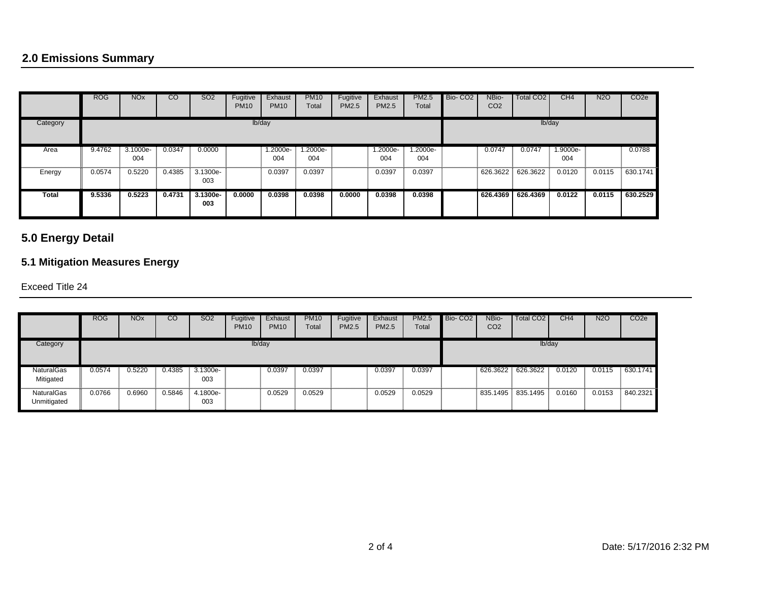## 2.0 Emissions Summary

| | ROG | NOx | CO | SO2 | Fugitive PM10 | Exhaust PM10 | PM10 Total | Fugitive PM2.5 | Exhaust PM2.5 | PM2.5 Total | Bio- CO2 | NBio- CO2 | Total CO2 | CH4 | N2O | CO2e |
|---|---|---|---|---|---|---|---|---|---|---|---|---|---|---|---|---|
| Category | lb/day | | | | | | | | | | lb/day | | | | | |
| Area | 9.4762 | 3.1000e-004 | 0.0347 | 0.0000 | | 1.2000e-004 | 1.2000e-004 | | 1.2000e-004 | 1.2000e-004 | | 0.0747 | 0.0747 | 1.9000e-004 | | 0.0788 |
| Energy | 0.0574 | 0.5220 | 0.4385 | 3.1300e-003 | | 0.0397 | 0.0397 | | 0.0397 | 0.0397 | | 626.3622 | 626.3622 | 0.0120 | 0.0115 | 630.1741 |
| **Total** | **9.5336** | **0.5223** | **0.4731** | **3.1300e-003** | **0.0000** | **0.0398** | **0.0398** | **0.0000** | **0.0398** | **0.0398** | | **626.4369** | **626.4369** | **0.0122** | **0.0115** | **630.2529** |

## 5.0 Energy Detail

### 5.1 Mitigation Measures Energy

Exceed Title 24

| | ROG | NOx | CO | SO2 | Fugitive PM10 | Exhaust PM10 | PM10 Total | Fugitive PM2.5 | Exhaust PM2.5 | PM2.5 Total | Bio- CO2 | NBio- CO2 | Total CO2 | CH4 | N2O | CO2e |
|---|---|---|---|---|---|---|---|---|---|---|---|---|---|---|---|---|
| Category | lb/day | | | | | | | | | | lb/day | | | | | |
| NaturalGas Mitigated | 0.0574 | 0.5220 | 0.4385 | 3.1300e-003 | | 0.0397 | 0.0397 | | 0.0397 | 0.0397 | | 626.3622 | 626.3622 | 0.0120 | 0.0115 | 630.1741 |
| NaturalGas Unmitigated | 0.0766 | 0.6960 | 0.5846 | 4.1800e-003 | | 0.0529 | 0.0529 | | 0.0529 | 0.0529 | | 835.1495 | 835.1495 | 0.0160 | 0.0153 | 840.2321 |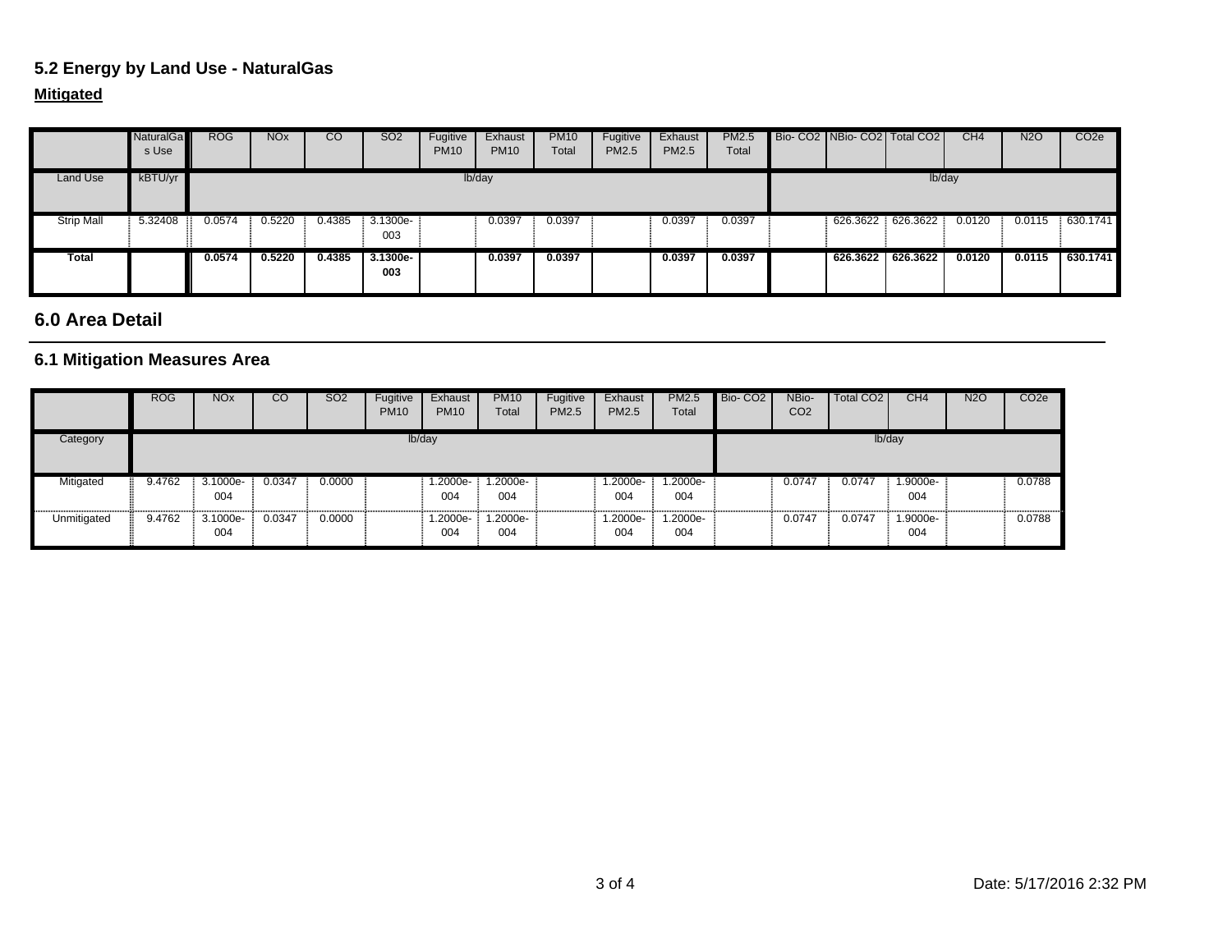### 5.2 Energy by Land Use - NaturalGas

**Mitigated**

| | NaturalGas Use | ROG | NOx | CO | SO2 | Fugitive PM10 | Exhaust PM10 | PM10 Total | Fugitive PM2.5 | Exhaust PM2.5 | PM2.5 Total | Bio- CO2 | NBio- CO2 | Total CO2 | CH4 | N2O | CO2e |
|---|---|---|---|---|---|---|---|---|---|---|---|---|---|---|---|---|---|
| Land Use | kBTU/yr | lb/day | | | | | | | | | | lb/day | | | | | |
| Strip Mall | 5.32408 | 0.0574 | 0.5220 | 0.4385 | 3.1300e-003 | | 0.0397 | 0.0397 | | 0.0397 | 0.0397 | | 626.3622 | 626.3622 | 0.0120 | 0.0115 | 630.1741 |
| **Total** | | **0.0574** | **0.5220** | **0.4385** | **3.1300e-003** | | **0.0397** | **0.0397** | | **0.0397** | **0.0397** | | **626.3622** | **626.3622** | **0.0120** | **0.0115** | **630.1741** |

## 6.0 Area Detail

### 6.1 Mitigation Measures Area

| | ROG | NOx | CO | SO2 | Fugitive PM10 | Exhaust PM10 | PM10 Total | Fugitive PM2.5 | Exhaust PM2.5 | PM2.5 Total | Bio- CO2 | NBio- CO2 | Total CO2 | CH4 | N2O | CO2e |
|---|---|---|---|---|---|---|---|---|---|---|---|---|---|---|---|---|
| Category | lb/day | | | | | | | | | | lb/day | | | | | |
| Mitigated | 9.4762 | 3.1000e-004 | 0.0347 | 0.0000 | | 1.2000e-004 | 1.2000e-004 | | 1.2000e-004 | 1.2000e-004 | | 0.0747 | 0.0747 | 1.9000e-004 | | 0.0788 |
| Unmitigated | 9.4762 | 3.1000e-004 | 0.0347 | 0.0000 | | 1.2000e-004 | 1.2000e-004 | | 1.2000e-004 | 1.2000e-004 | | 0.0747 | 0.0747 | 1.9000e-004 | | 0.0788 |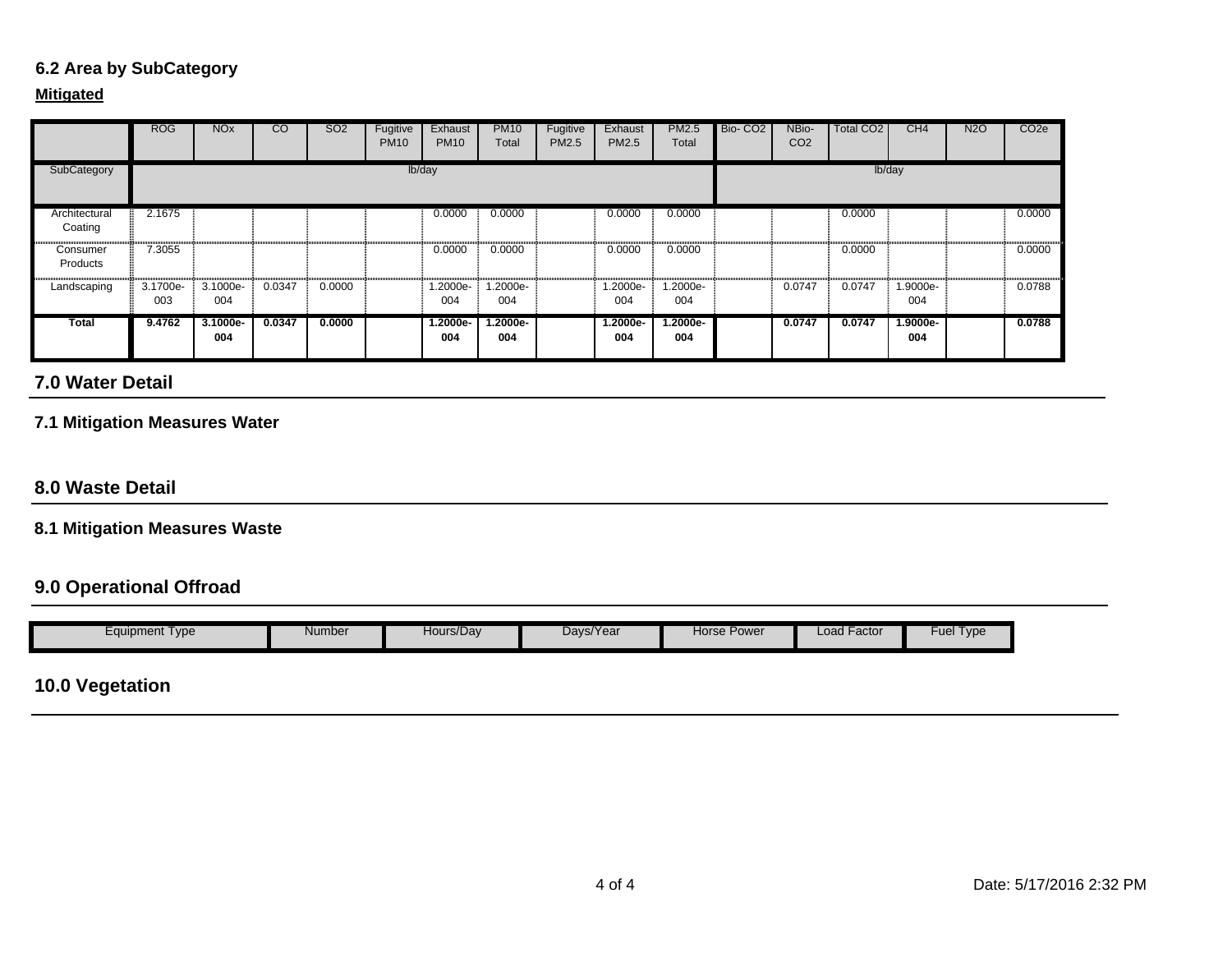### 6.2 Area by SubCategory

**Mitigated**

| | ROG | NOx | CO | SO2 | Fugitive PM10 | Exhaust PM10 | PM10 Total | Fugitive PM2.5 | Exhaust PM2.5 | PM2.5 Total | Bio- CO2 | NBio- CO2 | Total CO2 | CH4 | N2O | CO2e |
|---|---|---|---|---|---|---|---|---|---|---|---|---|---|---|---|---|
| SubCategory | lb/day | | | | | | | | | | lb/day | | | | | |
| Architectural Coating | 2.1675 | | | | | 0.0000 | 0.0000 | | 0.0000 | 0.0000 | | | 0.0000 | | | 0.0000 |
| Consumer Products | 7.3055 | | | | | 0.0000 | 0.0000 | | 0.0000 | 0.0000 | | | 0.0000 | | | 0.0000 |
| Landscaping | 3.1700e-003 | 3.1000e-004 | 0.0347 | 0.0000 | | 1.2000e-004 | 1.2000e-004 | | 1.2000e-004 | 1.2000e-004 | | 0.0747 | 0.0747 | 1.9000e-004 | | 0.0788 |
| **Total** | **9.4762** | **3.1000e-004** | **0.0347** | **0.0000** | | **1.2000e-004** | **1.2000e-004** | | **1.2000e-004** | **1.2000e-004** | | **0.0747** | **0.0747** | **1.9000e-004** | | **0.0788** |

## 7.0 Water Detail

### 7.1 Mitigation Measures Water

## 8.0 Waste Detail

### 8.1 Mitigation Measures Waste

## 9.0 Operational Offroad

| Equipment Type | Number | Hours/Day | Days/Year | Horse Power | Load Factor | Fuel Type |
|---|---|---|---|---|---|---|

## 10.0 Vegetation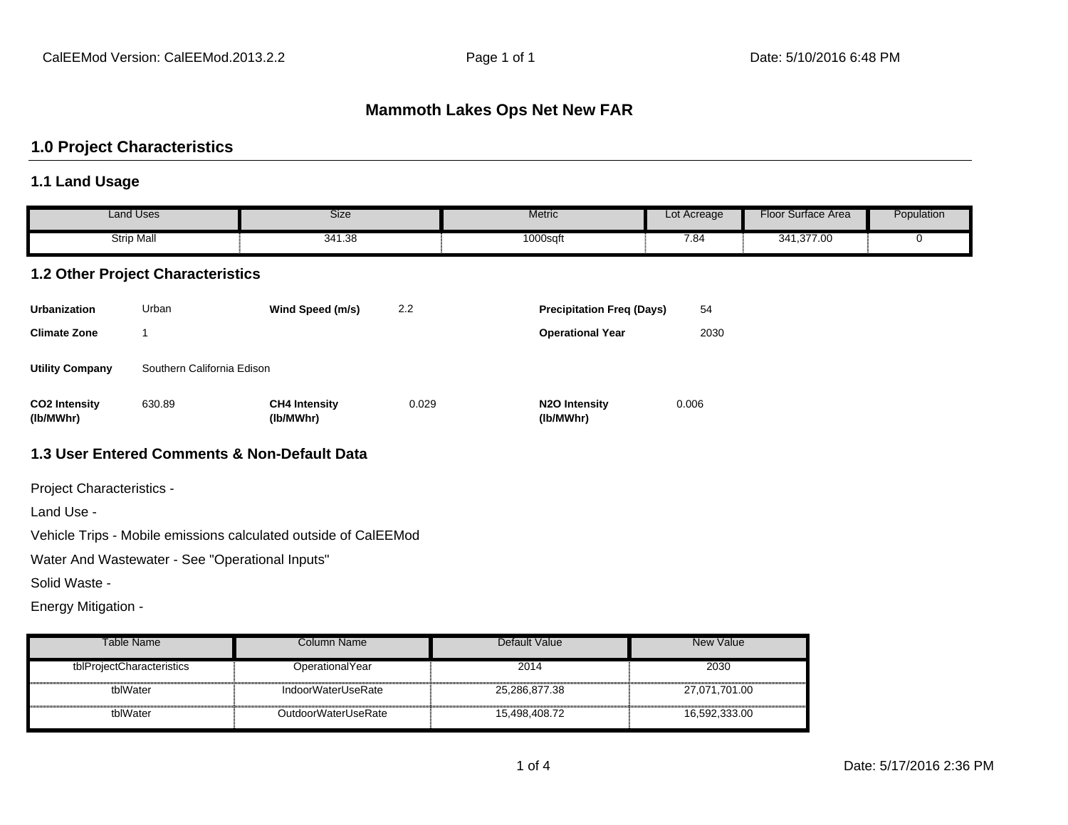# Mammoth Lakes Ops Net New FAR

## 1.0 Project Characteristics

### 1.1 Land Usage

| Land Uses | Size | Metric | Lot Acreage | Floor Surface Area | Population |
|---|---|---|---|---|---|
| Strip Mall | 341.38 | 1000sqft | 7.84 | 341,377.00 | 0 |

### 1.2 Other Project Characteristics

| | | | | | |
|---|---|---|---|---|---|
| **Urbanization** | Urban | **Wind Speed (m/s)** | 2.2 | **Precipitation Freq (Days)** | 54 |
| **Climate Zone** | 1 | | | **Operational Year** | 2030 |
| **Utility Company** | Southern California Edison | | | | |
| **CO2 Intensity (lb/MWhr)** | 630.89 | **CH4 Intensity (lb/MWhr)** | 0.029 | **N2O Intensity (lb/MWhr)** | 0.006 |

### 1.3 User Entered Comments & Non-Default Data

Project Characteristics -

Land Use -

Vehicle Trips - Mobile emissions calculated outside of CalEEMod

Water And Wastewater - See "Operational Inputs"

Solid Waste -

Energy Mitigation -

| Table Name | Column Name | Default Value | New Value |
|---|---|---|---|
| tblProjectCharacteristics | OperationalYear | 2014 | 2030 |
| tblWater | IndoorWaterUseRate | 25,286,877.38 | 27,071,701.00 |
| tblWater | OutdoorWaterUseRate | 15,498,408.72 | 16,592,333.00 |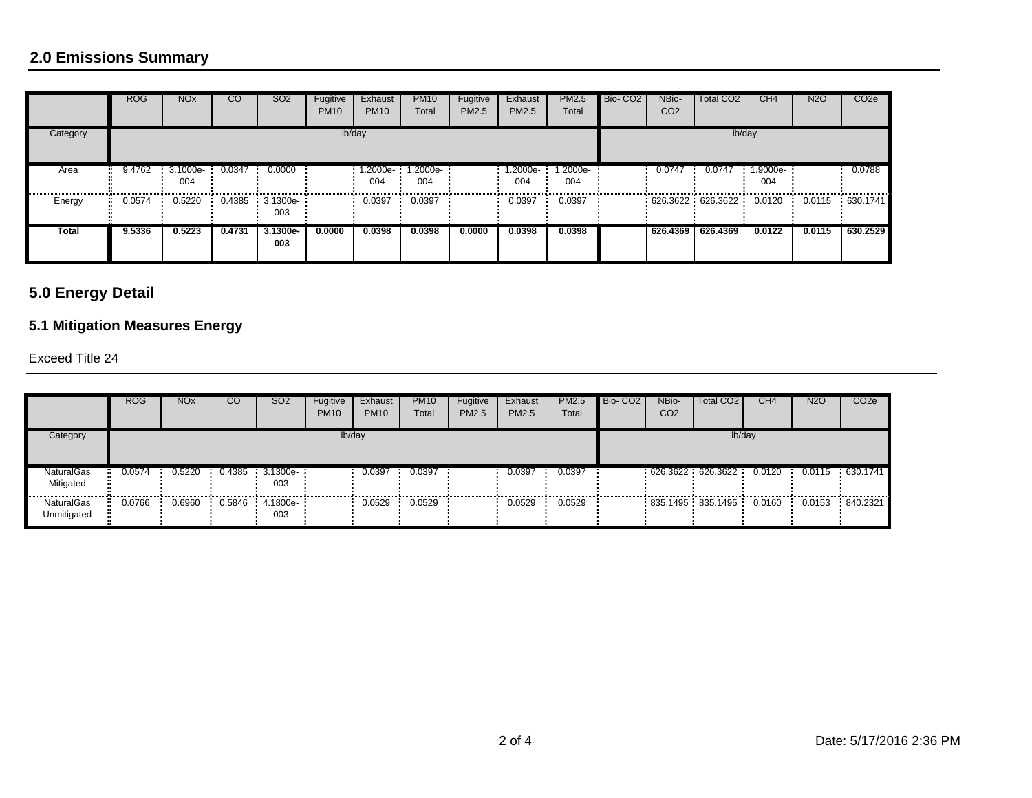## 2.0 Emissions Summary

| | ROG | NOx | CO | SO2 | Fugitive PM10 | Exhaust PM10 | PM10 Total | Fugitive PM2.5 | Exhaust PM2.5 | PM2.5 Total | Bio- CO2 | NBio- CO2 | Total CO2 | CH4 | N2O | CO2e |
|---|---|---|---|---|---|---|---|---|---|---|---|---|---|---|---|---|
| Category | lb/day | | | | | | | | | | lb/day | | | | | |
| Area | 9.4762 | 3.1000e-004 | 0.0347 | 0.0000 | | 1.2000e-004 | 1.2000e-004 | | 1.2000e-004 | 1.2000e-004 | | 0.0747 | 0.0747 | 1.9000e-004 | | 0.0788 |
| Energy | 0.0574 | 0.5220 | 0.4385 | 3.1300e-003 | | 0.0397 | 0.0397 | | 0.0397 | 0.0397 | | 626.3622 | 626.3622 | 0.0120 | 0.0115 | 630.1741 |
| **Total** | **9.5336** | **0.5223** | **0.4731** | **3.1300e-003** | **0.0000** | **0.0398** | **0.0398** | **0.0000** | **0.0398** | **0.0398** | | **626.4369** | **626.4369** | **0.0122** | **0.0115** | **630.2529** |

## 5.0 Energy Detail

### 5.1 Mitigation Measures Energy

Exceed Title 24

| | ROG | NOx | CO | SO2 | Fugitive PM10 | Exhaust PM10 | PM10 Total | Fugitive PM2.5 | Exhaust PM2.5 | PM2.5 Total | Bio- CO2 | NBio- CO2 | Total CO2 | CH4 | N2O | CO2e |
|---|---|---|---|---|---|---|---|---|---|---|---|---|---|---|---|---|
| Category | lb/day | | | | | | | | | | lb/day | | | | | |
| NaturalGas Mitigated | 0.0574 | 0.5220 | 0.4385 | 3.1300e-003 | | 0.0397 | 0.0397 | | 0.0397 | 0.0397 | | 626.3622 | 626.3622 | 0.0120 | 0.0115 | 630.1741 |
| NaturalGas Unmitigated | 0.0766 | 0.6960 | 0.5846 | 4.1800e-003 | | 0.0529 | 0.0529 | | 0.0529 | 0.0529 | | 835.1495 | 835.1495 | 0.0160 | 0.0153 | 840.2321 |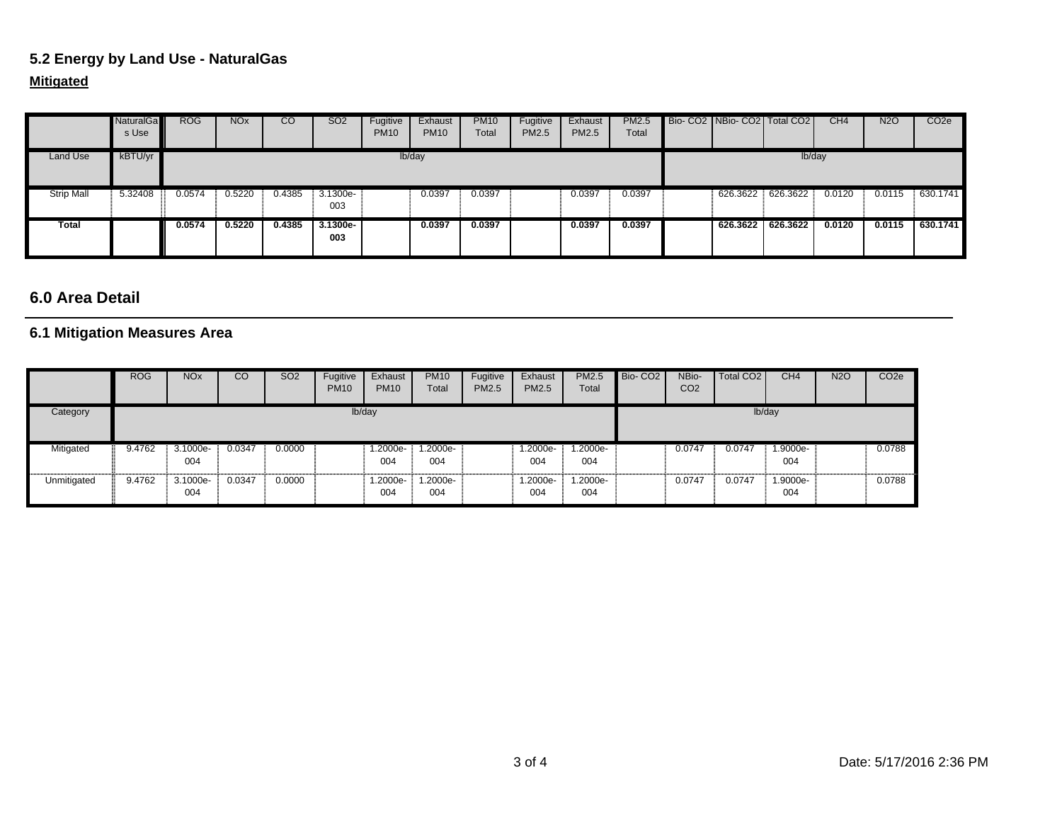## 5.2 Energy by Land Use - NaturalGas

**Mitigated**

| | NaturalGas Use | ROG | NOx | CO | SO2 | Fugitive PM10 | Exhaust PM10 | PM10 Total | Fugitive PM2.5 | Exhaust PM2.5 | PM2.5 Total | Bio- CO2 | NBio- CO2 | Total CO2 | CH4 | N2O | CO2e |
|---|---|---|---|---|---|---|---|---|---|---|---|---|---|---|---|---|---|
| Land Use | kBTU/yr | lb/day | | | | | | | | | | lb/day | | | | | |
| Strip Mall | 5.32408 | 0.0574 | 0.5220 | 0.4385 | 3.1300e-003 | | 0.0397 | 0.0397 | | 0.0397 | 0.0397 | | 626.3622 | 626.3622 | 0.0120 | 0.0115 | 630.1741 |
| **Total** | | **0.0574** | **0.5220** | **0.4385** | **3.1300e-003** | | **0.0397** | **0.0397** | | **0.0397** | **0.0397** | | **626.3622** | **626.3622** | **0.0120** | **0.0115** | **630.1741** |

# 6.0 Area Detail

## 6.1 Mitigation Measures Area

| | ROG | NOx | CO | SO2 | Fugitive PM10 | Exhaust PM10 | PM10 Total | Fugitive PM2.5 | Exhaust PM2.5 | PM2.5 Total | Bio- CO2 | NBio- CO2 | Total CO2 | CH4 | N2O | CO2e |
|---|---|---|---|---|---|---|---|---|---|---|---|---|---|---|---|---|
| Category | lb/day | | | | | | | | | | lb/day | | | | | |
| Mitigated | 9.4762 | 3.1000e-004 | 0.0347 | 0.0000 | | 1.2000e-004 | 1.2000e-004 | | 1.2000e-004 | 1.2000e-004 | | 0.0747 | 0.0747 | 1.9000e-004 | | 0.0788 |
| Unmitigated | 9.4762 | 3.1000e-004 | 0.0347 | 0.0000 | | 1.2000e-004 | 1.2000e-004 | | 1.2000e-004 | 1.2000e-004 | | 0.0747 | 0.0747 | 1.9000e-004 | | 0.0788 |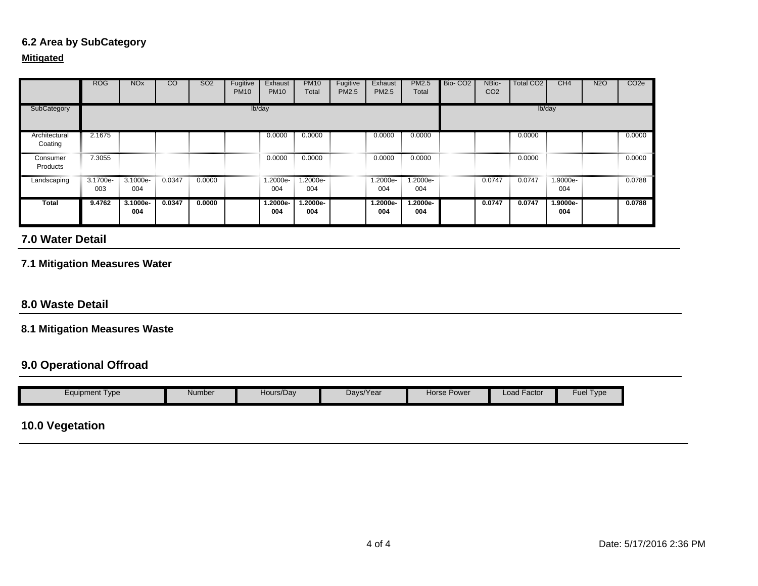### 6.2 Area by SubCategory

**Mitigated**

| | ROG | NOx | CO | SO2 | Fugitive PM10 | Exhaust PM10 | PM10 Total | Fugitive PM2.5 | Exhaust PM2.5 | PM2.5 Total | Bio- CO2 | NBio- CO2 | Total CO2 | CH4 | N2O | CO2e |
|---|---|---|---|---|---|---|---|---|---|---|---|---|---|---|---|---|
| SubCategory | lb/day | | | | | | | | | | lb/day | | | | | |
| Architectural Coating | 2.1675 | | | | | 0.0000 | 0.0000 | | 0.0000 | 0.0000 | | | 0.0000 | | | 0.0000 |
| Consumer Products | 7.3055 | | | | | 0.0000 | 0.0000 | | 0.0000 | 0.0000 | | | 0.0000 | | | 0.0000 |
| Landscaping | 3.1700e-003 | 3.1000e-004 | 0.0347 | 0.0000 | | 1.2000e-004 | 1.2000e-004 | | 1.2000e-004 | 1.2000e-004 | | 0.0747 | 0.0747 | 1.9000e-004 | | 0.0788 |
| **Total** | **9.4762** | **3.1000e-004** | **0.0347** | **0.0000** | | **1.2000e-004** | **1.2000e-004** | | **1.2000e-004** | **1.2000e-004** | | **0.0747** | **0.0747** | **1.9000e-004** | | **0.0788** |

## 7.0 Water Detail

### 7.1 Mitigation Measures Water

## 8.0 Waste Detail

### 8.1 Mitigation Measures Waste

## 9.0 Operational Offroad

| Equipment Type | Number | Hours/Day | Days/Year | Horse Power | Load Factor | Fuel Type |
|---|---|---|---|---|---|---|

## 10.0 Vegetation